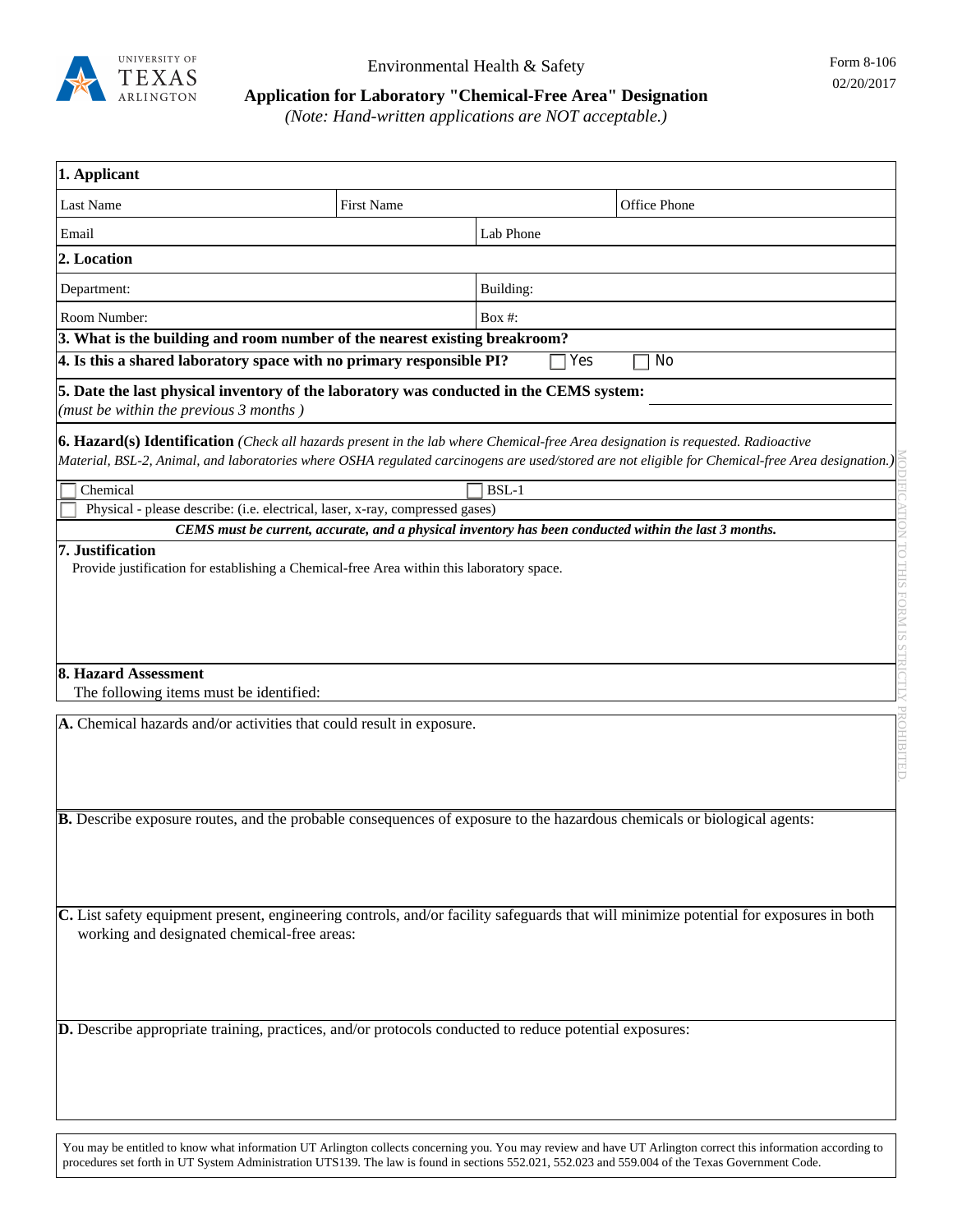UNIVERSITY OF TEXAS ARLINGTON

Environmental Health & Safety

Form 8-106
02/20/2017

# Application for Laboratory "Chemical-Free Area" Designation

*(Note: Hand-written applications are NOT acceptable.)*

## 1. Applicant

| Last Name | First Name | Office Phone |
|---|---|---|
| Email | Lab Phone | |

## 2. Location

| Department: | Building: |
|---|---|
| Room Number: | Box #: |

**3. What is the building and room number of the nearest existing breakroom?**

**4. Is this a shared laboratory space with no primary responsible PI?** ☐ Yes ☐ No

**5. Date the last physical inventory of the laboratory was conducted in the CEMS system:** ____________
*(must be within the previous 3 months )*

**6. Hazard(s) Identification** *(Check all hazards present in the lab where Chemical-free Area designation is requested. Radioactive Material, BSL-2, Animal, and laboratories where OSHA regulated carcinogens are used/stored are not eligible for Chemical-free Area designation.)*

☐ Chemical ☐ BSL-1

☐ Physical - please describe: (i.e. electrical, laser, x-ray, compressed gases)

***CEMS must be current, accurate, and a physical inventory has been conducted within the last 3 months.***

**7. Justification**

Provide justification for establishing a Chemical-free Area within this laboratory space.

**8. Hazard Assessment**

The following items must be identified:

**A.** Chemical hazards and/or activities that could result in exposure.

**B.** Describe exposure routes, and the probable consequences of exposure to the hazardous chemicals or biological agents:

**C.** List safety equipment present, engineering controls, and/or facility safeguards that will minimize potential for exposures in both working and designated chemical-free areas:

**D.** Describe appropriate training, practices, and/or protocols conducted to reduce potential exposures:

MODIFICATION TO THIS FORM IS STRICTLY PROHIBITED.

You may be entitled to know what information UT Arlington collects concerning you. You may review and have UT Arlington correct this information according to procedures set forth in UT System Administration UTS139. The law is found in sections 552.021, 552.023 and 559.004 of the Texas Government Code.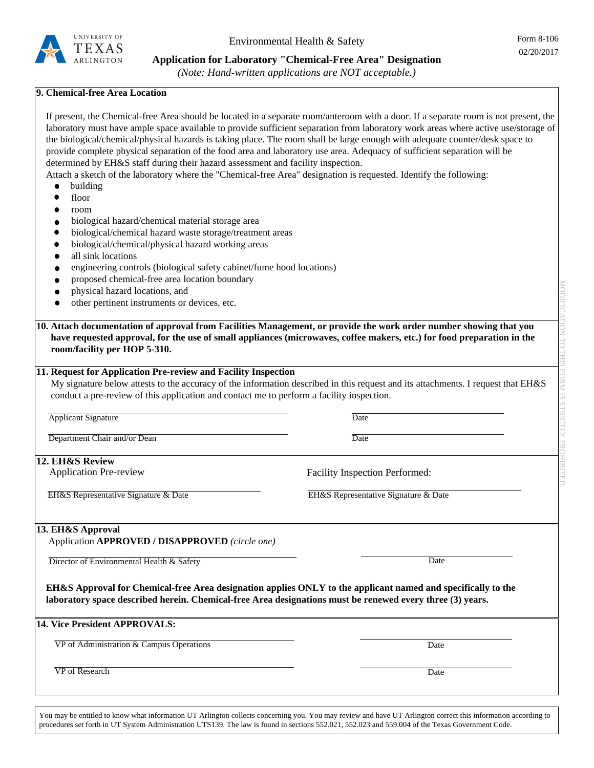## 9. Chemical-free Area Location

If present, the Chemical-free Area should be located in a separate room/anteroom with a door. If a separate room is not present, the laboratory must have ample space available to provide sufficient separation from laboratory work areas where active use/storage of the biological/chemical/physical hazards is taking place. The room shall be large enough with adequate counter/desk space to provide complete physical separation of the food area and laboratory use area. Adequacy of sufficient separation will be determined by EH&S staff during their hazard assessment and facility inspection.

Attach a sketch of the laboratory where the "Chemical-free Area" designation is requested. Identify the following:

- building
- floor
- room
- biological hazard/chemical material storage area
- biological/chemical hazard waste storage/treatment areas
- biological/chemical/physical hazard working areas
- all sink locations
- engineering controls (biological safety cabinet/fume hood locations)
- proposed chemical-free area location boundary
- physical hazard locations, and
- other pertinent instruments or devices, etc.

## 10. Attach documentation of approval from Facilities Management, or provide the work order number showing that you have requested approval, for the use of small appliances (microwaves, coffee makers, etc.) for food preparation in the room/facility per HOP 5-310.

## 11. Request for Application Pre-review and Facility Inspection

My signature below attests to the accuracy of the information described in this request and its attachments. I request that EH&S conduct a pre-review of this application and contact me to perform a facility inspection.

Applicant Signature ____________________ Date ____________________

Department Chair and/or Dean ____________________ Date ____________________

## 12. EH&S Review

Application Pre-review

EH&S Representative Signature & Date ____________________

Facility Inspection Performed:

EH&S Representative Signature & Date ____________________

## 13. EH&S Approval

Application **APPROVED / DISAPPROVED** *(circle one)*

Director of Environmental Health & Safety ____________________ Date ____________________

**EH&S Approval for Chemical-free Area designation applies ONLY to the applicant named and specifically to the laboratory space described herein. Chemical-free Area designations must be renewed every three (3) years.**

## 14. Vice President APPROVALS:

VP of Administration & Campus Operations ____________________ Date ____________________

VP of Research ____________________ Date ____________________

You may be entitled to know what information UT Arlington collects concerning you. You may review and have UT Arlington correct this information according to procedures set forth in UT System Administration UTS139. The law is found in sections 552.021, 552.023 and 559.004 of the Texas Government Code.

MODIFICATION TO THIS FORM IS STRICTLY PROHIBITED.